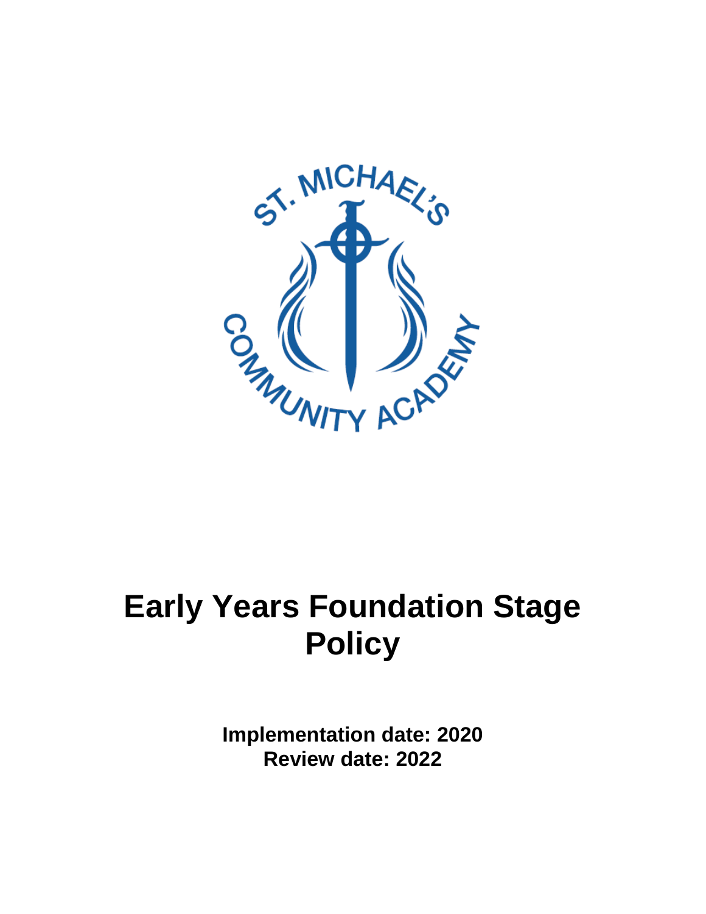# Early Years Foundation Stage Policy

**Implementation date: 2020**
**Review date: 2022**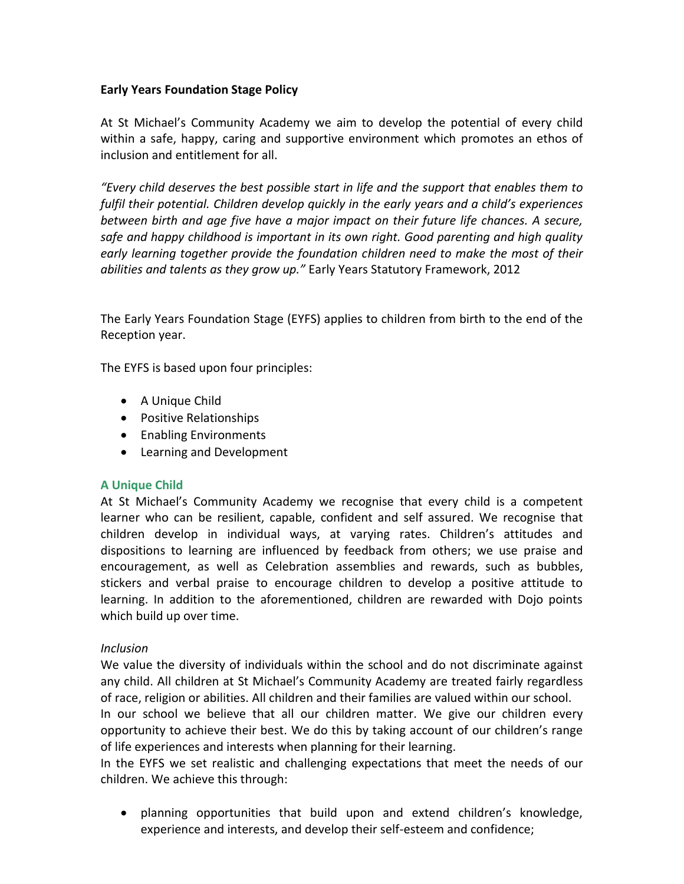**Early Years Foundation Stage Policy**

At St Michael's Community Academy we aim to develop the potential of every child within a safe, happy, caring and supportive environment which promotes an ethos of inclusion and entitlement for all.

*"Every child deserves the best possible start in life and the support that enables them to fulfil their potential. Children develop quickly in the early years and a child's experiences between birth and age five have a major impact on their future life chances. A secure, safe and happy childhood is important in its own right. Good parenting and high quality early learning together provide the foundation children need to make the most of their abilities and talents as they grow up."* Early Years Statutory Framework, 2012

The Early Years Foundation Stage (EYFS) applies to children from birth to the end of the Reception year.

The EYFS is based upon four principles:

- A Unique Child
- Positive Relationships
- Enabling Environments
- Learning and Development

### A Unique Child

At St Michael's Community Academy we recognise that every child is a competent learner who can be resilient, capable, confident and self assured. We recognise that children develop in individual ways, at varying rates. Children's attitudes and dispositions to learning are influenced by feedback from others; we use praise and encouragement, as well as Celebration assemblies and rewards, such as bubbles, stickers and verbal praise to encourage children to develop a positive attitude to learning. In addition to the aforementioned, children are rewarded with Dojo points which build up over time.

*Inclusion*

We value the diversity of individuals within the school and do not discriminate against any child. All children at St Michael's Community Academy are treated fairly regardless of race, religion or abilities. All children and their families are valued within our school.

In our school we believe that all our children matter. We give our children every opportunity to achieve their best. We do this by taking account of our children's range of life experiences and interests when planning for their learning.

In the EYFS we set realistic and challenging expectations that meet the needs of our children. We achieve this through:

- planning opportunities that build upon and extend children's knowledge, experience and interests, and develop their self-esteem and confidence;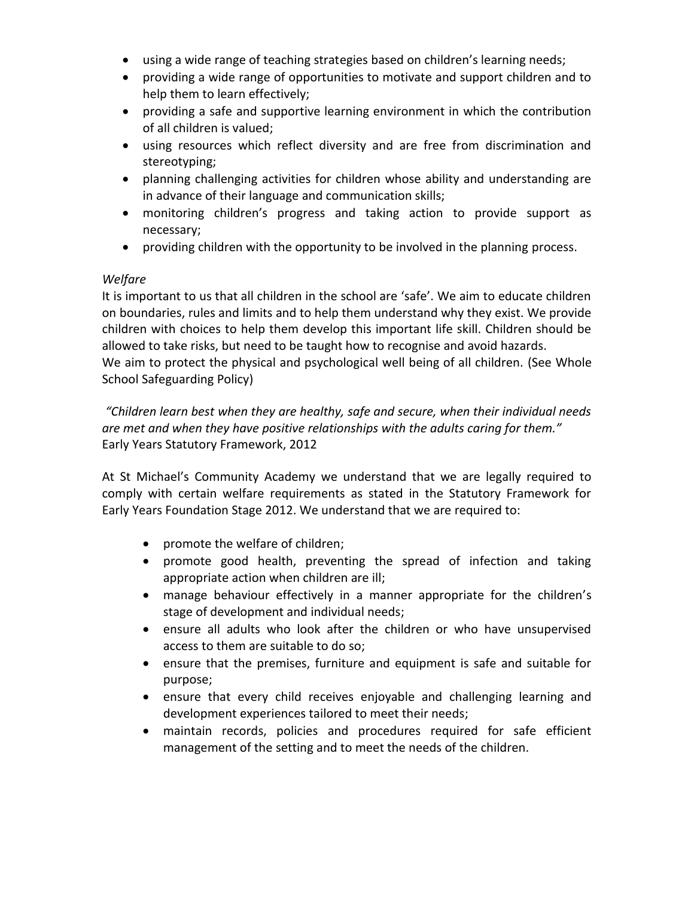- using a wide range of teaching strategies based on children's learning needs;
- providing a wide range of opportunities to motivate and support children and to help them to learn effectively;
- providing a safe and supportive learning environment in which the contribution of all children is valued;
- using resources which reflect diversity and are free from discrimination and stereotyping;
- planning challenging activities for children whose ability and understanding are in advance of their language and communication skills;
- monitoring children's progress and taking action to provide support as necessary;
- providing children with the opportunity to be involved in the planning process.

*Welfare*

It is important to us that all children in the school are 'safe'. We aim to educate children on boundaries, rules and limits and to help them understand why they exist. We provide children with choices to help them develop this important life skill. Children should be allowed to take risks, but need to be taught how to recognise and avoid hazards.
We aim to protect the physical and psychological well being of all children. (See Whole School Safeguarding Policy)

*"Children learn best when they are healthy, safe and secure, when their individual needs are met and when they have positive relationships with the adults caring for them."*
Early Years Statutory Framework, 2012

At St Michael's Community Academy we understand that we are legally required to comply with certain welfare requirements as stated in the Statutory Framework for Early Years Foundation Stage 2012. We understand that we are required to:

- promote the welfare of children;
- promote good health, preventing the spread of infection and taking appropriate action when children are ill;
- manage behaviour effectively in a manner appropriate for the children's stage of development and individual needs;
- ensure all adults who look after the children or who have unsupervised access to them are suitable to do so;
- ensure that the premises, furniture and equipment is safe and suitable for purpose;
- ensure that every child receives enjoyable and challenging learning and development experiences tailored to meet their needs;
- maintain records, policies and procedures required for safe efficient management of the setting and to meet the needs of the children.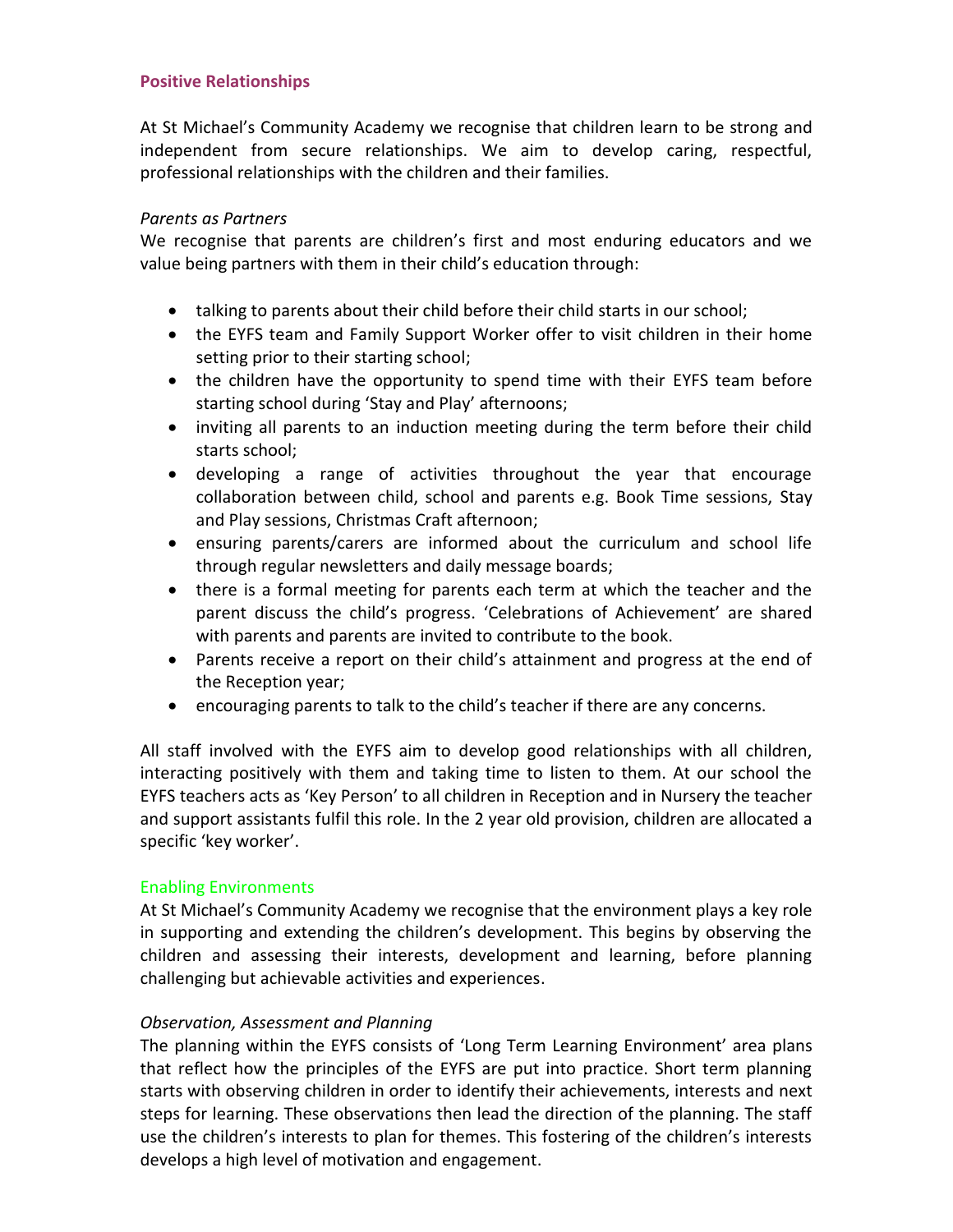## Positive Relationships

At St Michael's Community Academy we recognise that children learn to be strong and independent from secure relationships. We aim to develop caring, respectful, professional relationships with the children and their families.

*Parents as Partners*

We recognise that parents are children's first and most enduring educators and we value being partners with them in their child's education through:

- talking to parents about their child before their child starts in our school;
- the EYFS team and Family Support Worker offer to visit children in their home setting prior to their starting school;
- the children have the opportunity to spend time with their EYFS team before starting school during 'Stay and Play' afternoons;
- inviting all parents to an induction meeting during the term before their child starts school;
- developing a range of activities throughout the year that encourage collaboration between child, school and parents e.g. Book Time sessions, Stay and Play sessions, Christmas Craft afternoon;
- ensuring parents/carers are informed about the curriculum and school life through regular newsletters and daily message boards;
- there is a formal meeting for parents each term at which the teacher and the parent discuss the child's progress. 'Celebrations of Achievement' are shared with parents and parents are invited to contribute to the book.
- Parents receive a report on their child's attainment and progress at the end of the Reception year;
- encouraging parents to talk to the child's teacher if there are any concerns.

All staff involved with the EYFS aim to develop good relationships with all children, interacting positively with them and taking time to listen to them. At our school the EYFS teachers acts as 'Key Person' to all children in Reception and in Nursery the teacher and support assistants fulfil this role. In the 2 year old provision, children are allocated a specific 'key worker'.

## Enabling Environments

At St Michael's Community Academy we recognise that the environment plays a key role in supporting and extending the children's development. This begins by observing the children and assessing their interests, development and learning, before planning challenging but achievable activities and experiences.

*Observation, Assessment and Planning*

The planning within the EYFS consists of 'Long Term Learning Environment' area plans that reflect how the principles of the EYFS are put into practice. Short term planning starts with observing children in order to identify their achievements, interests and next steps for learning. These observations then lead the direction of the planning. The staff use the children's interests to plan for themes. This fostering of the children's interests develops a high level of motivation and engagement.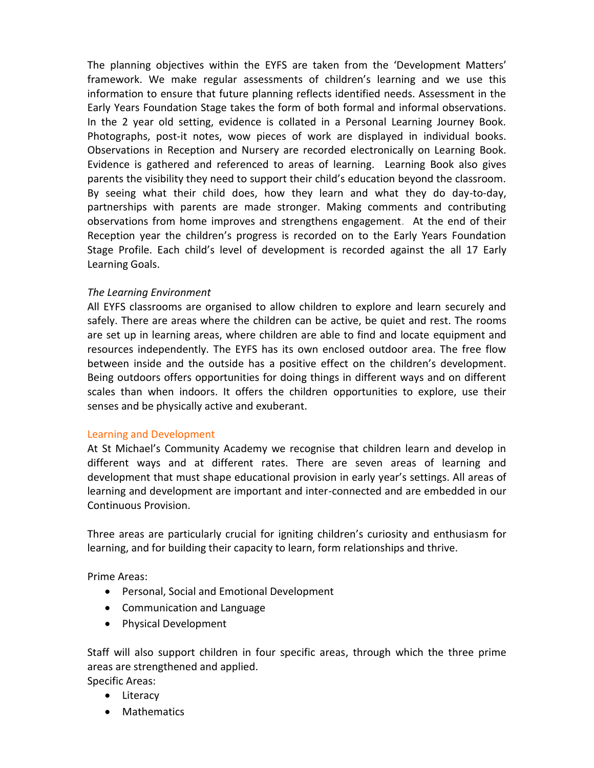The planning objectives within the EYFS are taken from the 'Development Matters' framework. We make regular assessments of children's learning and we use this information to ensure that future planning reflects identified needs. Assessment in the Early Years Foundation Stage takes the form of both formal and informal observations. In the 2 year old setting, evidence is collated in a Personal Learning Journey Book. Photographs, post-it notes, wow pieces of work are displayed in individual books. Observations in Reception and Nursery are recorded electronically on Learning Book. Evidence is gathered and referenced to areas of learning. Learning Book also gives parents the visibility they need to support their child's education beyond the classroom. By seeing what their child does, how they learn and what they do day-to-day, partnerships with parents are made stronger. Making comments and contributing observations from home improves and strengthens engagement. At the end of their Reception year the children's progress is recorded on to the Early Years Foundation Stage Profile. Each child's level of development is recorded against the all 17 Early Learning Goals.

*The Learning Environment*

All EYFS classrooms are organised to allow children to explore and learn securely and safely. There are areas where the children can be active, be quiet and rest. The rooms are set up in learning areas, where children are able to find and locate equipment and resources independently. The EYFS has its own enclosed outdoor area. The free flow between inside and the outside has a positive effect on the children's development. Being outdoors offers opportunities for doing things in different ways and on different scales than when indoors. It offers the children opportunities to explore, use their senses and be physically active and exuberant.

## Learning and Development

At St Michael's Community Academy we recognise that children learn and develop in different ways and at different rates. There are seven areas of learning and development that must shape educational provision in early year's settings. All areas of learning and development are important and inter-connected and are embedded in our Continuous Provision.

Three areas are particularly crucial for igniting children's curiosity and enthusiasm for learning, and for building their capacity to learn, form relationships and thrive.

Prime Areas:

- Personal, Social and Emotional Development
- Communication and Language
- Physical Development

Staff will also support children in four specific areas, through which the three prime areas are strengthened and applied.

Specific Areas:

- Literacy
- Mathematics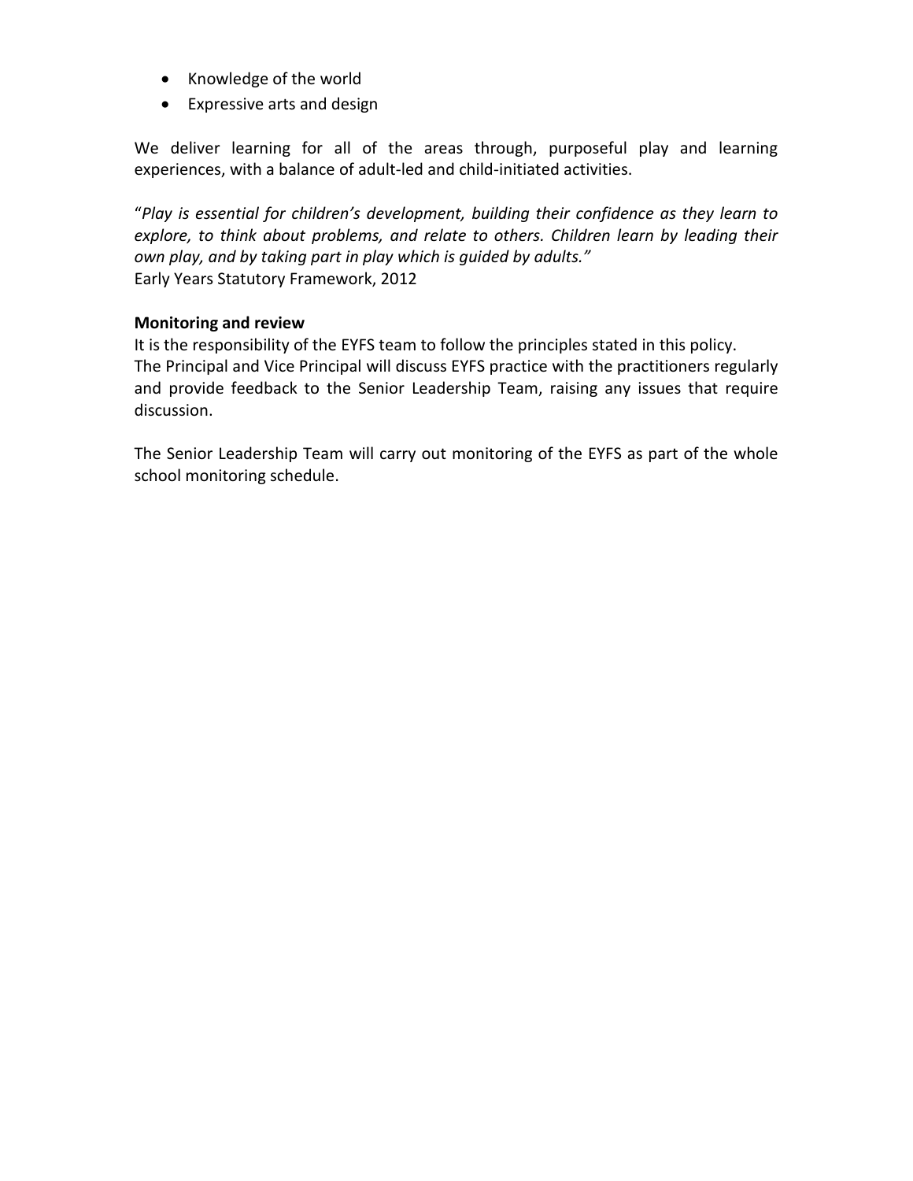- Knowledge of the world
- Expressive arts and design

We deliver learning for all of the areas through, purposeful play and learning experiences, with a balance of adult-led and child-initiated activities.

"*Play is essential for children's development, building their confidence as they learn to explore, to think about problems, and relate to others. Children learn by leading their own play, and by taking part in play which is guided by adults."*
Early Years Statutory Framework, 2012

**Monitoring and review**

It is the responsibility of the EYFS team to follow the principles stated in this policy.
The Principal and Vice Principal will discuss EYFS practice with the practitioners regularly and provide feedback to the Senior Leadership Team, raising any issues that require discussion.

The Senior Leadership Team will carry out monitoring of the EYFS as part of the whole school monitoring schedule.